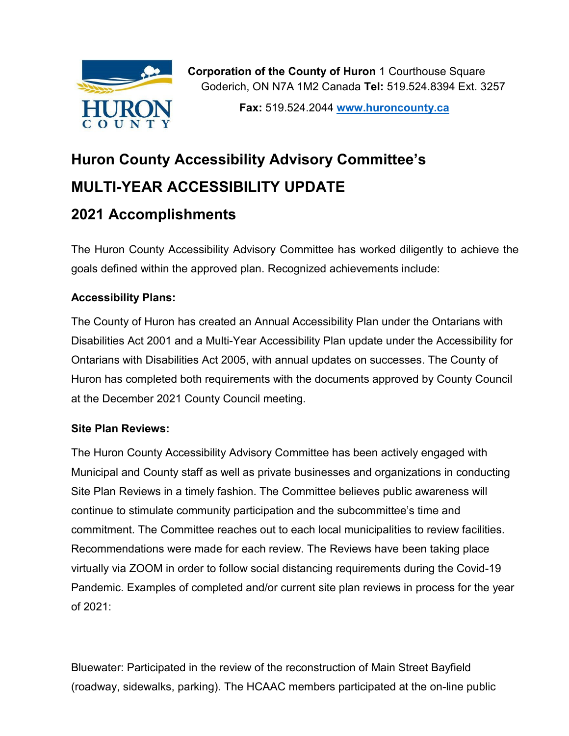**Corporation of the County of Huron** 1 Courthouse Square Goderich, ON N7A 1M2 Canada **Tel:** 519.524.8394 Ext. 3257

**Fax:** 519.524.2044 [www.huroncounty.ca](http://www.huroncounty.ca)

# Huron County Accessibility Advisory Committee's

# MULTI-YEAR ACCESSIBILITY UPDATE

## 2021 Accomplishments

The Huron County Accessibility Advisory Committee has worked diligently to achieve the goals defined within the approved plan. Recognized achievements include:

**Accessibility Plans:**

The County of Huron has created an Annual Accessibility Plan under the Ontarians with Disabilities Act 2001 and a Multi-Year Accessibility Plan update under the Accessibility for Ontarians with Disabilities Act 2005, with annual updates on successes. The County of Huron has completed both requirements with the documents approved by County Council at the December 2021 County Council meeting.

**Site Plan Reviews:**

The Huron County Accessibility Advisory Committee has been actively engaged with Municipal and County staff as well as private businesses and organizations in conducting Site Plan Reviews in a timely fashion. The Committee believes public awareness will continue to stimulate community participation and the subcommittee's time and commitment. The Committee reaches out to each local municipalities to review facilities. Recommendations were made for each review. The Reviews have been taking place virtually via ZOOM in order to follow social distancing requirements during the Covid-19 Pandemic. Examples of completed and/or current site plan reviews in process for the year of 2021:

Bluewater: Participated in the review of the reconstruction of Main Street Bayfield (roadway, sidewalks, parking). The HCAAC members participated at the on-line public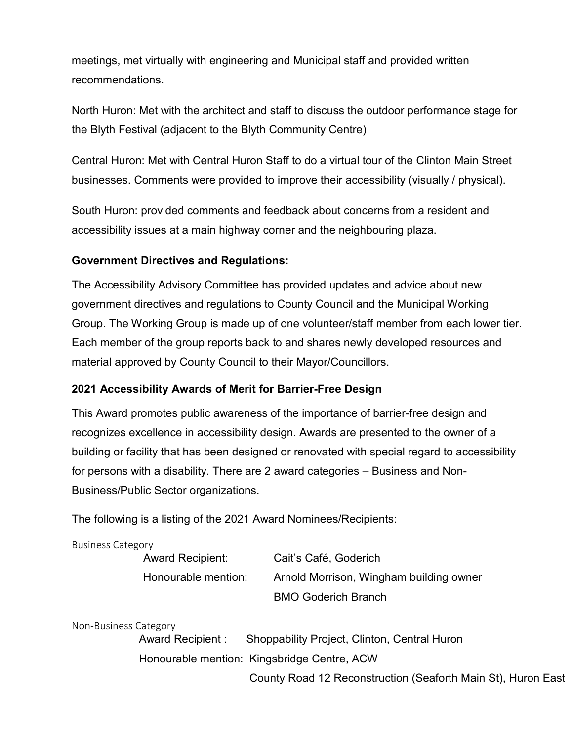meetings, met virtually with engineering and Municipal staff and provided written recommendations.

North Huron: Met with the architect and staff to discuss the outdoor performance stage for the Blyth Festival (adjacent to the Blyth Community Centre)

Central Huron: Met with Central Huron Staff to do a virtual tour of the Clinton Main Street businesses. Comments were provided to improve their accessibility (visually / physical).

South Huron: provided comments and feedback about concerns from a resident and accessibility issues at a main highway corner and the neighbouring plaza.

**Government Directives and Regulations:**

The Accessibility Advisory Committee has provided updates and advice about new government directives and regulations to County Council and the Municipal Working Group. The Working Group is made up of one volunteer/staff member from each lower tier. Each member of the group reports back to and shares newly developed resources and material approved by County Council to their Mayor/Councillors.

**2021 Accessibility Awards of Merit for Barrier-Free Design**

This Award promotes public awareness of the importance of barrier-free design and recognizes excellence in accessibility design. Awards are presented to the owner of a building or facility that has been designed or renovated with special regard to accessibility for persons with a disability. There are 2 award categories – Business and Non-Business/Public Sector organizations.

The following is a listing of the 2021 Award Nominees/Recipients:

Business Category

- Award Recipient: Cait's Café, Goderich
- Honourable mention: Arnold Morrison, Wingham building owner
  - BMO Goderich Branch

Non-Business Category

- Award Recipient : Shoppability Project, Clinton, Central Huron
- Honourable mention: Kingsbridge Centre, ACW
  - County Road 12 Reconstruction (Seaforth Main St), Huron East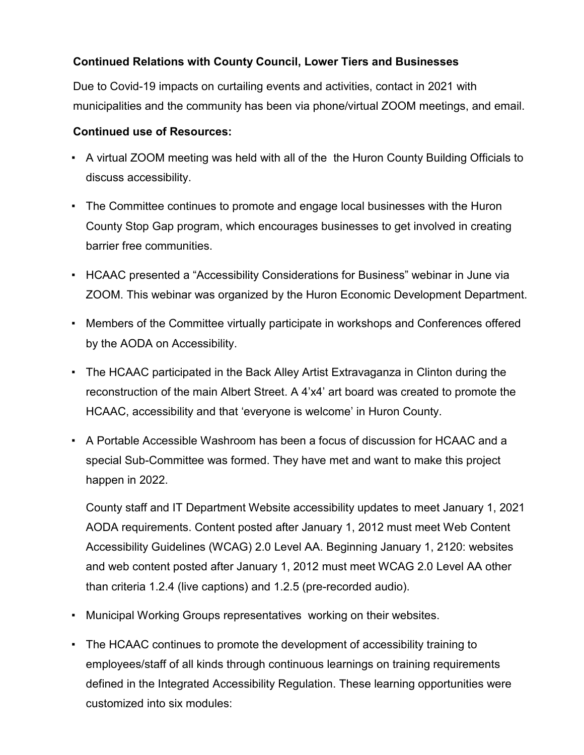**Continued Relations with County Council, Lower Tiers and Businesses**

Due to Covid-19 impacts on curtailing events and activities, contact in 2021 with municipalities and the community has been via phone/virtual ZOOM meetings, and email.

**Continued use of Resources:**

- A virtual ZOOM meeting was held with all of the the Huron County Building Officials to discuss accessibility.
- The Committee continues to promote and engage local businesses with the Huron County Stop Gap program, which encourages businesses to get involved in creating barrier free communities.
- HCAAC presented a "Accessibility Considerations for Business" webinar in June via ZOOM. This webinar was organized by the Huron Economic Development Department.
- Members of the Committee virtually participate in workshops and Conferences offered by the AODA on Accessibility.
- The HCAAC participated in the Back Alley Artist Extravaganza in Clinton during the reconstruction of the main Albert Street. A 4'x4' art board was created to promote the HCAAC, accessibility and that 'everyone is welcome' in Huron County.
- A Portable Accessible Washroom has been a focus of discussion for HCAAC and a special Sub-Committee was formed. They have met and want to make this project happen in 2022.

  County staff and IT Department Website accessibility updates to meet January 1, 2021 AODA requirements. Content posted after January 1, 2012 must meet Web Content Accessibility Guidelines (WCAG) 2.0 Level AA. Beginning January 1, 2120: websites and web content posted after January 1, 2012 must meet WCAG 2.0 Level AA other than criteria 1.2.4 (live captions) and 1.2.5 (pre-recorded audio).
- Municipal Working Groups representatives working on their websites.
- The HCAAC continues to promote the development of accessibility training to employees/staff of all kinds through continuous learnings on training requirements defined in the Integrated Accessibility Regulation. These learning opportunities were customized into six modules: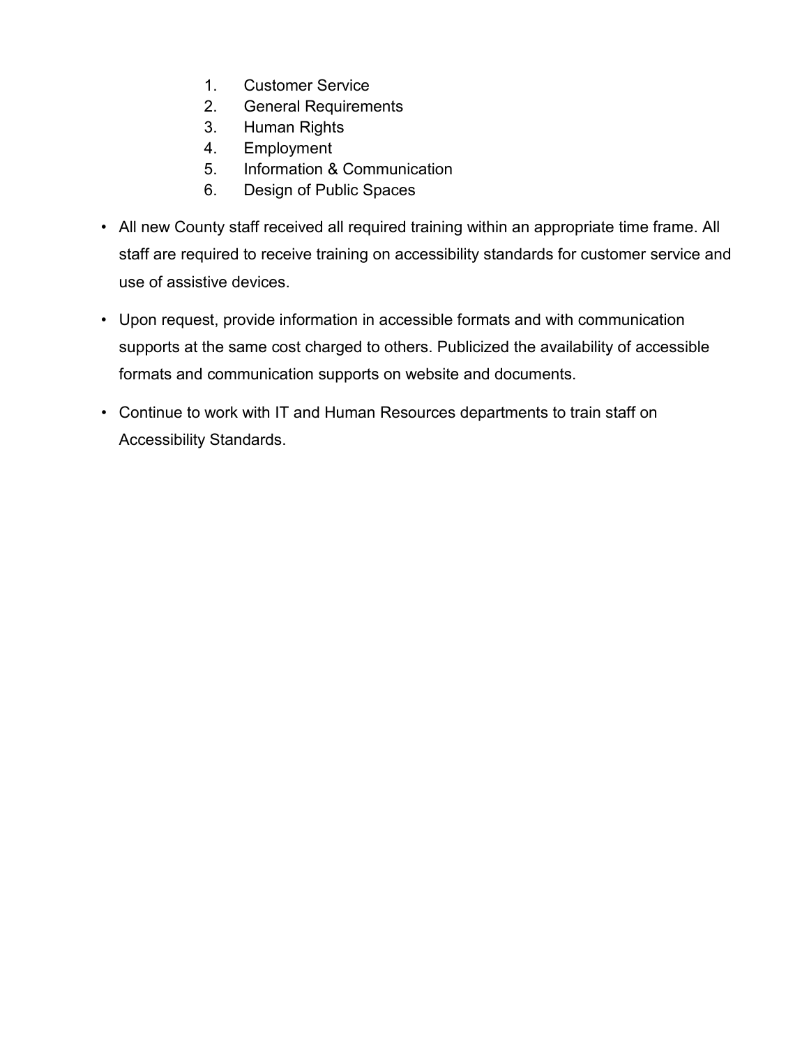1. Customer Service
2. General Requirements
3. Human Rights
4. Employment
5. Information & Communication
6. Design of Public Spaces

- All new County staff received all required training within an appropriate time frame. All staff are required to receive training on accessibility standards for customer service and use of assistive devices.
- Upon request, provide information in accessible formats and with communication supports at the same cost charged to others. Publicized the availability of accessible formats and communication supports on website and documents.
- Continue to work with IT and Human Resources departments to train staff on Accessibility Standards.